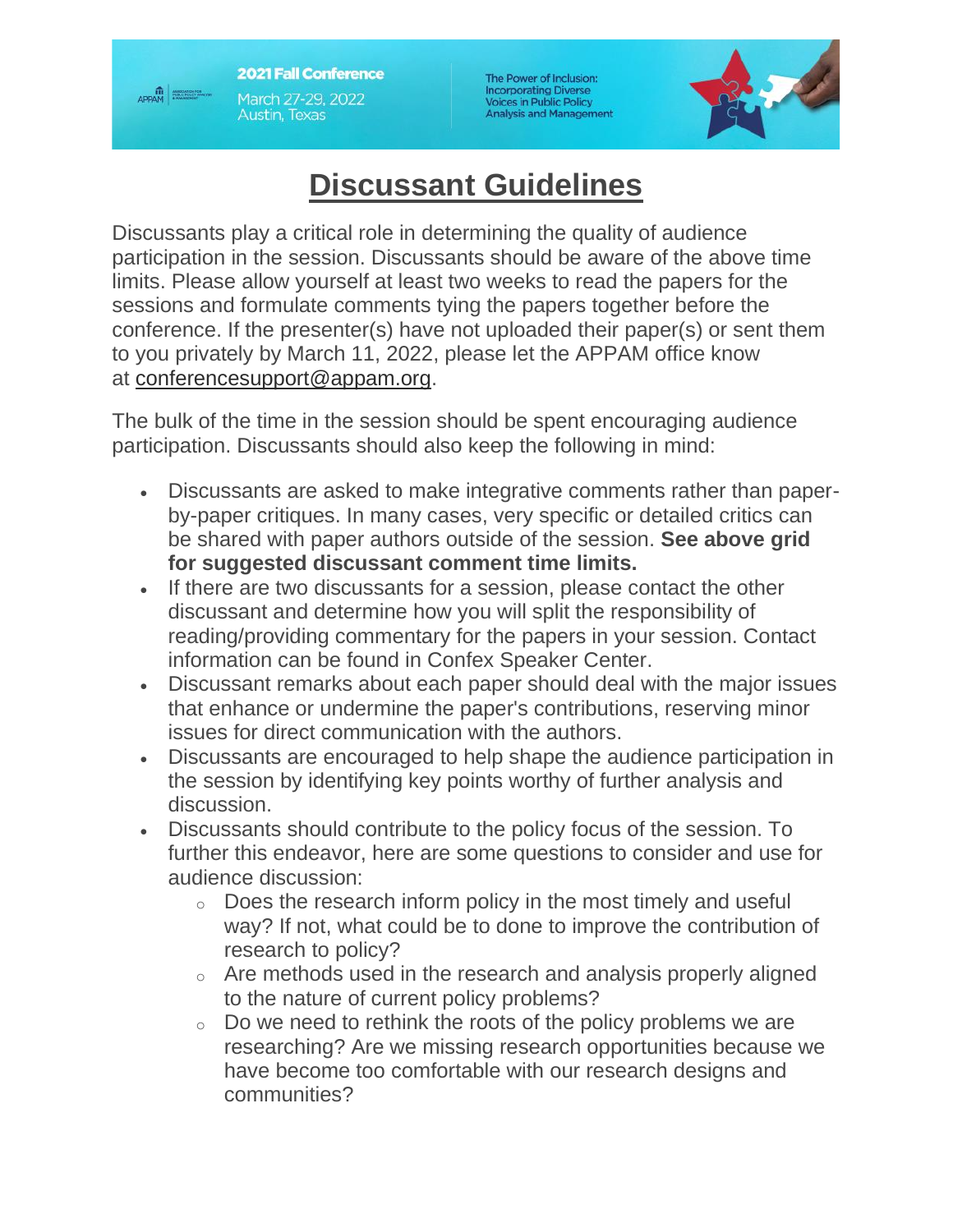2021 Fall Conference

March 27-29, 2022
Austin, Texas

The Power of Inclusion: Incorporating Diverse Voices in Public Policy Analysis and Management

# Discussant Guidelines

Discussants play a critical role in determining the quality of audience participation in the session. Discussants should be aware of the above time limits. Please allow yourself at least two weeks to read the papers for the sessions and formulate comments tying the papers together before the conference. If the presenter(s) have not uploaded their paper(s) or sent them to you privately by March 11, 2022, please let the APPAM office know at conferencesupport@appam.org.

The bulk of the time in the session should be spent encouraging audience participation. Discussants should also keep the following in mind:

- Discussants are asked to make integrative comments rather than paper-by-paper critiques. In many cases, very specific or detailed critics can be shared with paper authors outside of the session. **See above grid for suggested discussant comment time limits.**
- If there are two discussants for a session, please contact the other discussant and determine how you will split the responsibility of reading/providing commentary for the papers in your session. Contact information can be found in Confex Speaker Center.
- Discussant remarks about each paper should deal with the major issues that enhance or undermine the paper's contributions, reserving minor issues for direct communication with the authors.
- Discussants are encouraged to help shape the audience participation in the session by identifying key points worthy of further analysis and discussion.
- Discussants should contribute to the policy focus of the session. To further this endeavor, here are some questions to consider and use for audience discussion:
    - Does the research inform policy in the most timely and useful way? If not, what could be to done to improve the contribution of research to policy?
    - Are methods used in the research and analysis properly aligned to the nature of current policy problems?
    - Do we need to rethink the roots of the policy problems we are researching? Are we missing research opportunities because we have become too comfortable with our research designs and communities?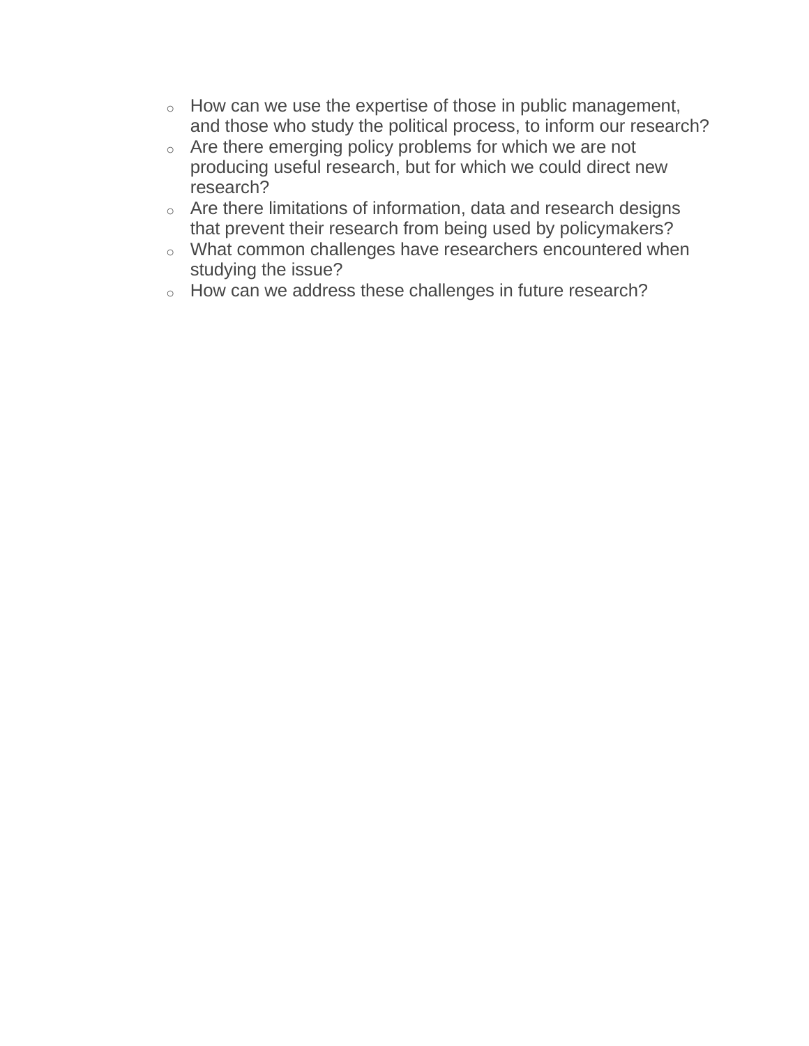- How can we use the expertise of those in public management, and those who study the political process, to inform our research?
- Are there emerging policy problems for which we are not producing useful research, but for which we could direct new research?
- Are there limitations of information, data and research designs that prevent their research from being used by policymakers?
- What common challenges have researchers encountered when studying the issue?
- How can we address these challenges in future research?